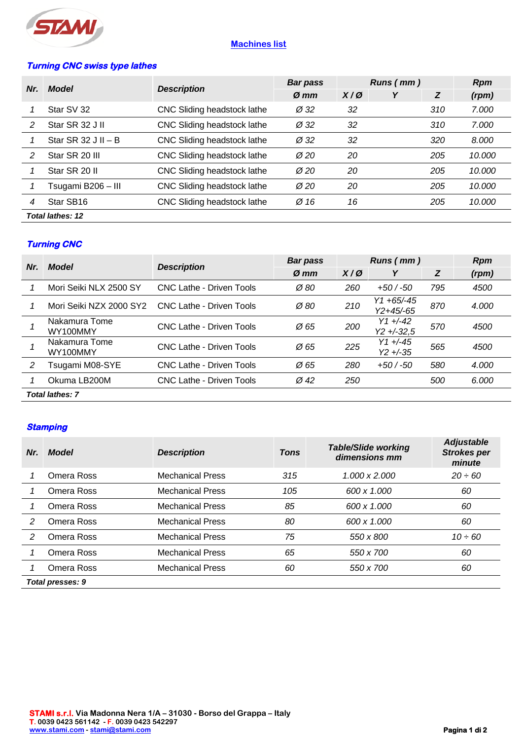## Machines list

### Turning CNC swiss type lathes

| Nr. | Model | Description | Bar pass | Runs ( mm ) | | | Rpm |
|---|---|---|---|---|---|---|---|
| | | | Ø mm | X / Ø | Y | Z | (rpm) |
| 1 | Star SV 32 | CNC Sliding headstock lathe | Ø 32 | 32 | | 310 | 7.000 |
| 2 | Star SR 32 J II | CNC Sliding headstock lathe | Ø 32 | 32 | | 310 | 7.000 |
| 1 | Star SR 32 J II – B | CNC Sliding headstock lathe | Ø 32 | 32 | | 320 | 8.000 |
| 2 | Star SR 20 III | CNC Sliding headstock lathe | Ø 20 | 20 | | 205 | 10.000 |
| 1 | Star SR 20 II | CNC Sliding headstock lathe | Ø 20 | 20 | | 205 | 10.000 |
| 1 | Tsugami B206 – III | CNC Sliding headstock lathe | Ø 20 | 20 | | 205 | 10.000 |
| 4 | Star SB16 | CNC Sliding headstock lathe | Ø 16 | 16 | | 205 | 10.000 |

**Total lathes: 12**

### Turning CNC

| Nr. | Model | Description | Bar pass | Runs ( mm ) | | | Rpm |
|---|---|---|---|---|---|---|---|
| | | | Ø mm | X / Ø | Y | Z | (rpm) |
| 1 | Mori Seiki NLX 2500 SY | CNC Lathe - Driven Tools | Ø 80 | 260 | +50 / -50 | 795 | 4500 |
| 1 | Mori Seiki NZX 2000 SY2 | CNC Lathe - Driven Tools | Ø 80 | 210 | Y1 +65/-45 Y2+45/-65 | 870 | 4.000 |
| 1 | Nakamura Tome WY100MMY | CNC Lathe - Driven Tools | Ø 65 | 200 | Y1 +/-42 Y2 +/-32,5 | 570 | 4500 |
| 1 | Nakamura Tome WY100MMY | CNC Lathe - Driven Tools | Ø 65 | 225 | Y1 +/-45 Y2 +/-35 | 565 | 4500 |
| 2 | Tsugami M08-SYE | CNC Lathe - Driven Tools | Ø 65 | 280 | +50 / -50 | 580 | 4.000 |
| 1 | Okuma LB200M | CNC Lathe - Driven Tools | Ø 42 | 250 | | 500 | 6.000 |

**Total lathes: 7**

### Stamping

| Nr. | Model | Description | Tons | Table/Slide working dimensions mm | Adjustable Strokes per minute |
|---|---|---|---|---|---|
| 1 | Omera Ross | Mechanical Press | 315 | 1.000 x 2.000 | 20 ÷ 60 |
| 1 | Omera Ross | Mechanical Press | 105 | 600 x 1.000 | 60 |
| 1 | Omera Ross | Mechanical Press | 85 | 600 x 1.000 | 60 |
| 2 | Omera Ross | Mechanical Press | 80 | 600 x 1.000 | 60 |
| 2 | Omera Ross | Mechanical Press | 75 | 550 x 800 | 10 ÷ 60 |
| 1 | Omera Ross | Mechanical Press | 65 | 550 x 700 | 60 |
| 1 | Omera Ross | Mechanical Press | 60 | 550 x 700 | 60 |

**Total presses: 9**

**STAMI s.r.l.** Via Madonna Nera 1/A – 31030 - Borso del Grappa – Italy
T. 0039 0423 561142 - F. 0039 0423 542297
www.stami.com - stami@stami.com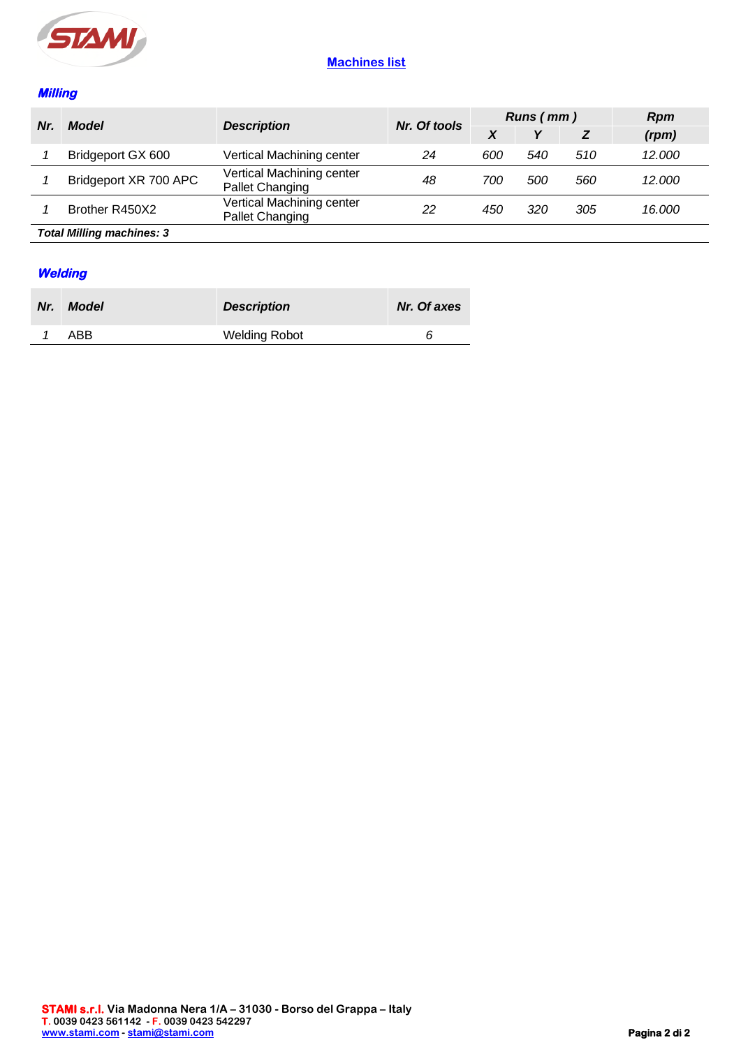STAMI

## Machines list

### Milling

| Nr. | Model | Description | Nr. Of tools | Runs ( mm ) | | | Rpm |
|---|---|---|---|---|---|---|---|
| | | | | X | Y | Z | (rpm) |
| 1 | Bridgeport GX 600 | Vertical Machining center | 24 | 600 | 540 | 510 | 12.000 |
| 1 | Bridgeport XR 700 APC | Vertical Machining center Pallet Changing | 48 | 700 | 500 | 560 | 12.000 |
| 1 | Brother R450X2 | Vertical Machining center Pallet Changing | 22 | 450 | 320 | 305 | 16.000 |

***Total Milling machines: 3***

### Welding

| Nr. | Model | Description | Nr. Of axes |
|---|---|---|---|
| 1 | ABB | Welding Robot | 6 |

**STAMI s.r.l.** Via Madonna Nera 1/A – 31030 - Borso del Grappa – Italy
**T.** 0039 0423 561142 - **F.** 0039 0423 542297
www.stami.com - stami@stami.com